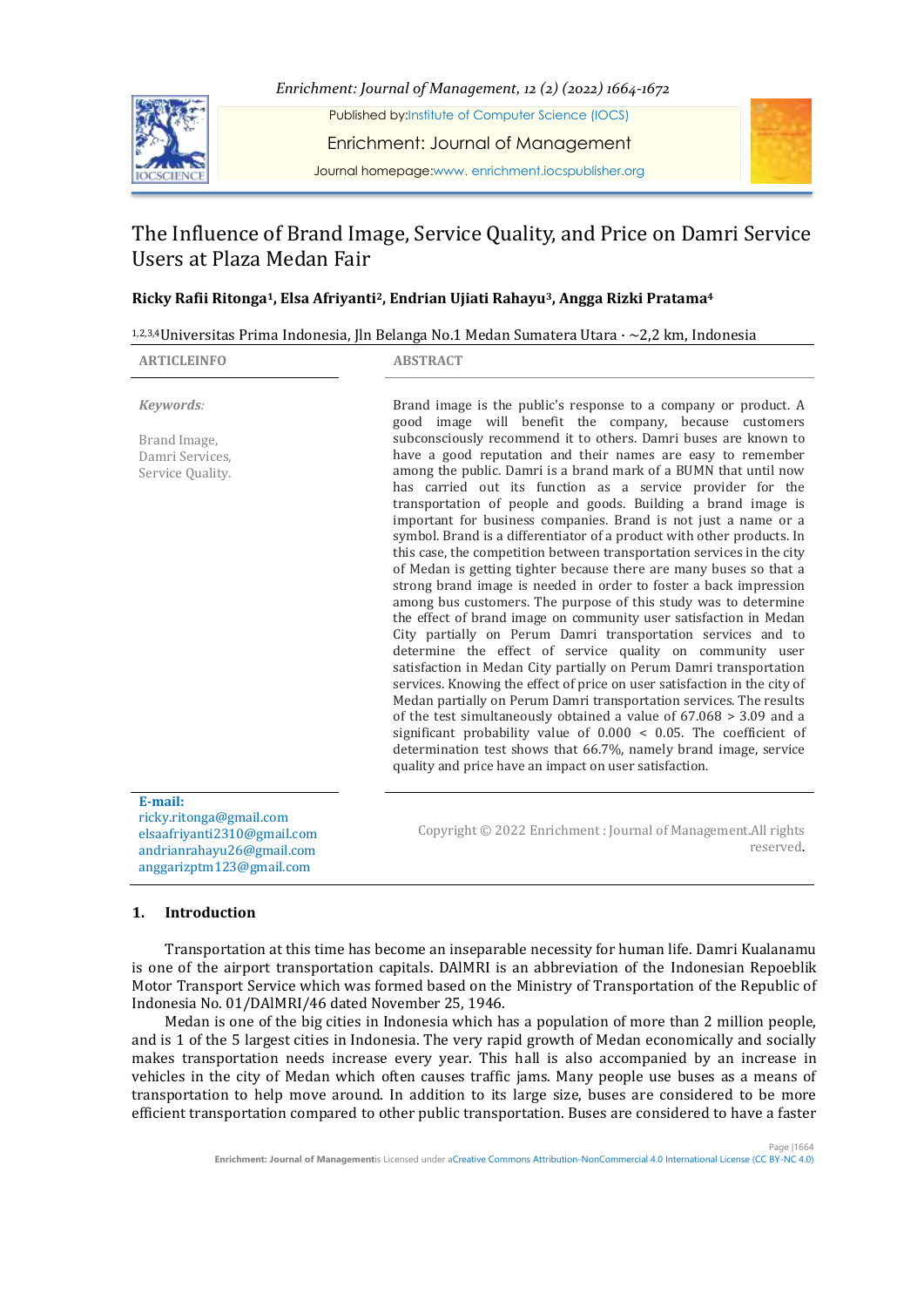Published by: Institute of Computer Science (IOCS)

Enrichment: Journal of Management

Journal homepage: www. enrichment.iocspublisher.org

# The Influence of Brand Image, Service Quality, and Price on Damri Service Users at Plaza Medan Fair

**Ricky Rafii Ritonga[1], Elsa Afriyanti[2], Endrian Ujiati Rahayu[3], Angga Rizki Pratama[4]**

[1,2,3,4]Universitas Prima Indonesia, Jln Belanga No.1 Medan Sumatera Utara · ~2,2 km, Indonesia

**ARTICLEINFO**

*Keywords*:

Brand Image,
Damri Services,
Service Quality.

**ABSTRACT**

Brand image is the public's response to a company or product. A good image will benefit the company, because customers subconsciously recommend it to others. Damri buses are known to have a good reputation and their names are easy to remember among the public. Damri is a brand mark of a BUMN that until now has carried out its function as a service provider for the transportation of people and goods. Building a brand image is important for business companies. Brand is not just a name or a symbol. Brand is a differentiator of a product with other products. In this case, the competition between transportation services in the city of Medan is getting tighter because there are many buses so that a strong brand image is needed in order to foster a back impression among bus customers. The purpose of this study was to determine the effect of brand image on community user satisfaction in Medan City partially on Perum Damri transportation services and to determine the effect of service quality on community user satisfaction in Medan City partially on Perum Damri transportation services. Knowing the effect of price on user satisfaction in the city of Medan partially on Perum Damri transportation services. The results of the test simultaneously obtained a value of 67.068 > 3.09 and a significant probability value of 0.000 < 0.05. The coefficient of determination test shows that 66.7%, namely brand image, service quality and price have an impact on user satisfaction.

**E-mail:**
ricky.ritonga@gmail.com
elsaafriyanti2310@gmail.com
andrianrahayu26@gmail.com
anggarizptm123@gmail.com

Copyright © 2022 Enrichment : Journal of Management.All rights reserved.

## 1. Introduction

Transportation at this time has become an inseparable necessity for human life. Damri Kualanamu is one of the airport transportation capitals. DAlMRI is an abbreviation of the Indonesian Repoeblik Motor Transport Service which was formed based on the Ministry of Transportation of the Republic of Indonesia No. 01/DAlMRI/46 dated November 25, 1946.

Medan is one of the big cities in Indonesia which has a population of more than 2 million people, and is 1 of the 5 largest cities in Indonesia. The very rapid growth of Medan economically and socially makes transportation needs increase every year. This hall is also accompanied by an increase in vehicles in the city of Medan which often causes traffic jams. Many people use buses as a means of transportation to help move around. In addition to its large size, buses are considered to be more efficient transportation compared to other public transportation. Buses are considered to have a faster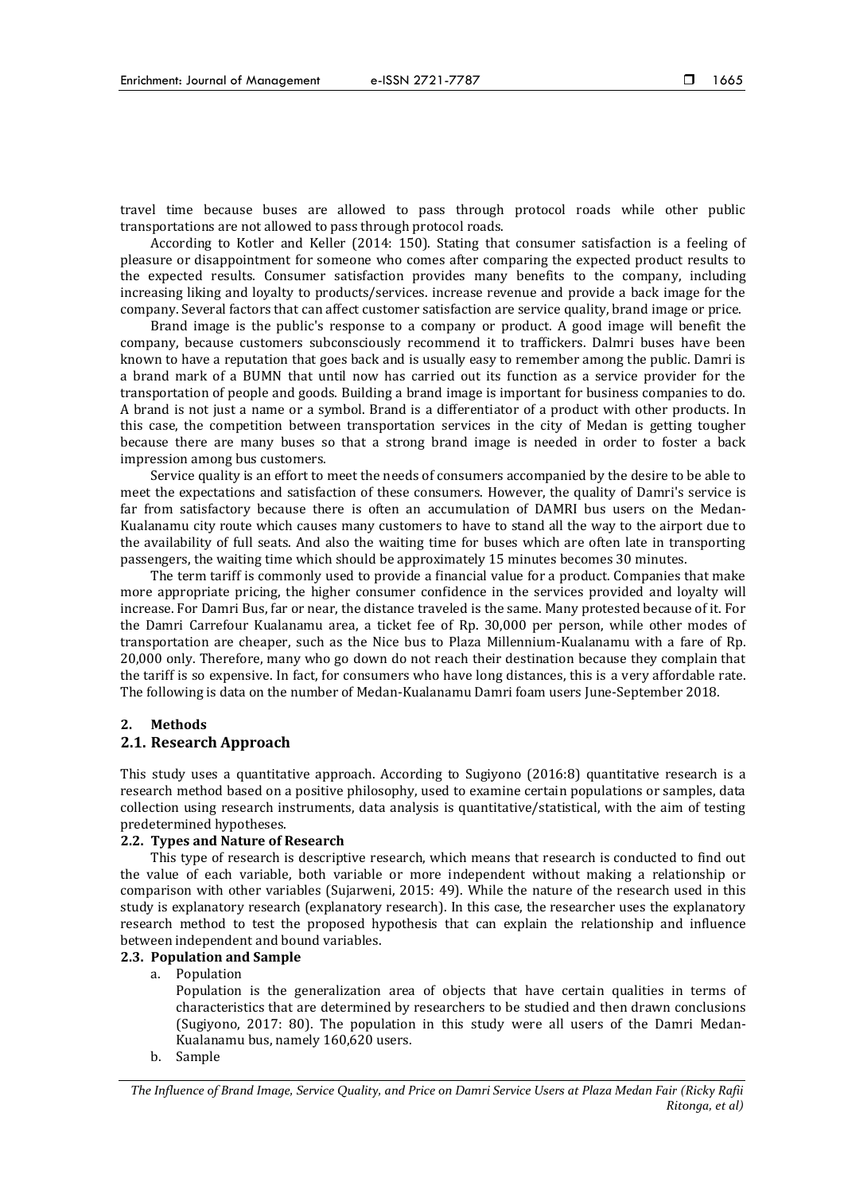travel time because buses are allowed to pass through protocol roads while other public transportations are not allowed to pass through protocol roads.

According to Kotler and Keller (2014: 150). Stating that consumer satisfaction is a feeling of pleasure or disappointment for someone who comes after comparing the expected product results to the expected results. Consumer satisfaction provides many benefits to the company, including increasing liking and loyalty to products/services. increase revenue and provide a back image for the company. Several factors that can affect customer satisfaction are service quality, brand image or price.

Brand image is the public's response to a company or product. A good image will benefit the company, because customers subconsciously recommend it to traffickers. Dalmri buses have been known to have a reputation that goes back and is usually easy to remember among the public. Damri is a brand mark of a BUMN that until now has carried out its function as a service provider for the transportation of people and goods. Building a brand image is important for business companies to do. A brand is not just a name or a symbol. Brand is a differentiator of a product with other products. In this case, the competition between transportation services in the city of Medan is getting tougher because there are many buses so that a strong brand image is needed in order to foster a back impression among bus customers.

Service quality is an effort to meet the needs of consumers accompanied by the desire to be able to meet the expectations and satisfaction of these consumers. However, the quality of Damri's service is far from satisfactory because there is often an accumulation of DAMRI bus users on the Medan-Kualanamu city route which causes many customers to have to stand all the way to the airport due to the availability of full seats. And also the waiting time for buses which are often late in transporting passengers, the waiting time which should be approximately 15 minutes becomes 30 minutes.

The term tariff is commonly used to provide a financial value for a product. Companies that make more appropriate pricing, the higher consumer confidence in the services provided and loyalty will increase. For Damri Bus, far or near, the distance traveled is the same. Many protested because of it. For the Damri Carrefour Kualanamu area, a ticket fee of Rp. 30,000 per person, while other modes of transportation are cheaper, such as the Nice bus to Plaza Millennium-Kualanamu with a fare of Rp. 20,000 only. Therefore, many who go down do not reach their destination because they complain that the tariff is so expensive. In fact, for consumers who have long distances, this is a very affordable rate. The following is data on the number of Medan-Kualanamu Damri foam users June-September 2018.

## 2. Methods

### 2.1. Research Approach

This study uses a quantitative approach. According to Sugiyono (2016:8) quantitative research is a research method based on a positive philosophy, used to examine certain populations or samples, data collection using research instruments, data analysis is quantitative/statistical, with the aim of testing predetermined hypotheses.

### 2.2. Types and Nature of Research

This type of research is descriptive research, which means that research is conducted to find out the value of each variable, both variable or more independent without making a relationship or comparison with other variables (Sujarweni, 2015: 49). While the nature of the research used in this study is explanatory research (explanatory research). In this case, the researcher uses the explanatory research method to test the proposed hypothesis that can explain the relationship and influence between independent and bound variables.

### 2.3. Population and Sample

a. Population

Population is the generalization area of objects that have certain qualities in terms of characteristics that are determined by researchers to be studied and then drawn conclusions (Sugiyono, 2017: 80). The population in this study were all users of the Damri Medan-Kualanamu bus, namely 160,620 users.

b. Sample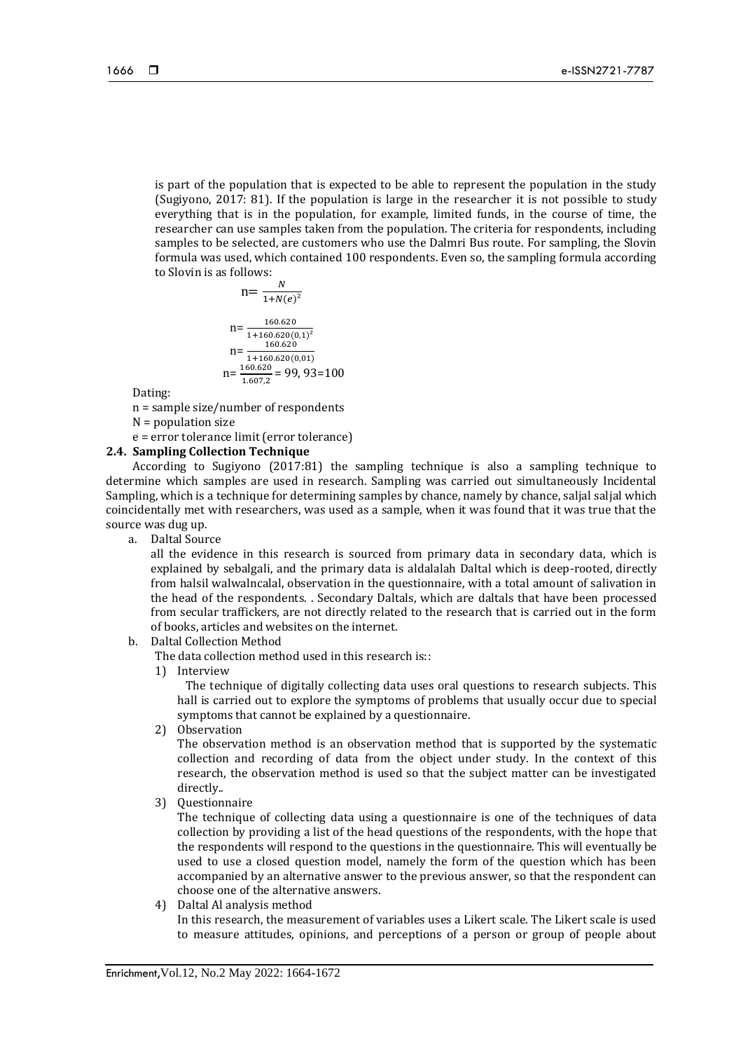is part of the population that is expected to be able to represent the population in the study (Sugiyono, 2017: 81). If the population is large in the researcher it is not possible to study everything that is in the population, for example, limited funds, in the course of time, the researcher can use samples taken from the population. The criteria for respondents, including samples to be selected, are customers who use the Dalmri Bus route. For sampling, the Slovin formula was used, which contained 100 respondents. Even so, the sampling formula according to Slovin is as follows:

$$n = \frac{N}{1+N(e)^2}$$

$$n = \frac{160.620}{1+160.620(0,1)^2}$$

$$n = \frac{160.620}{1+160.620(0,01)}$$

$$n = \frac{160.620}{1.607,2} = 99,93 = 100$$

Dating:

n = sample size/number of respondents

N = population size

e = error tolerance limit (error tolerance)

### 2.4. Sampling Collection Technique

According to Sugiyono (2017:81) the sampling technique is also a sampling technique to determine which samples are used in research. Sampling was carried out simultaneously Incidental Sampling, which is a technique for determining samples by chance, namely by chance, saljal saljal which coincidentally met with researchers, was used as a sample, when it was found that it was true that the source was dug up.

a. Daltal Source

all the evidence in this research is sourced from primary data in secondary data, which is explained by sebalgali, and the primary data is aldalalah Daltal which is deep-rooted, directly from halsil walwalncalal, observation in the questionnaire, with a total amount of salivation in the head of the respondents. . Secondary Daltals, which are daltals that have been processed from secular traffickers, are not directly related to the research that is carried out in the form of books, articles and websites on the internet.

b. Daltal Collection Method

The data collection method used in this research is::

1) Interview

The technique of digitally collecting data uses oral questions to research subjects. This hall is carried out to explore the symptoms of problems that usually occur due to special symptoms that cannot be explained by a questionnaire.

2) Observation

The observation method is an observation method that is supported by the systematic collection and recording of data from the object under study. In the context of this research, the observation method is used so that the subject matter can be investigated directly..

3) Questionnaire

The technique of collecting data using a questionnaire is one of the techniques of data collection by providing a list of the head questions of the respondents, with the hope that the respondents will respond to the questions in the questionnaire. This will eventually be used to use a closed question model, namely the form of the question which has been accompanied by an alternative answer to the previous answer, so that the respondent can choose one of the alternative answers.

4) Daltal Al analysis method

In this research, the measurement of variables uses a Likert scale. The Likert scale is used to measure attitudes, opinions, and perceptions of a person or group of people about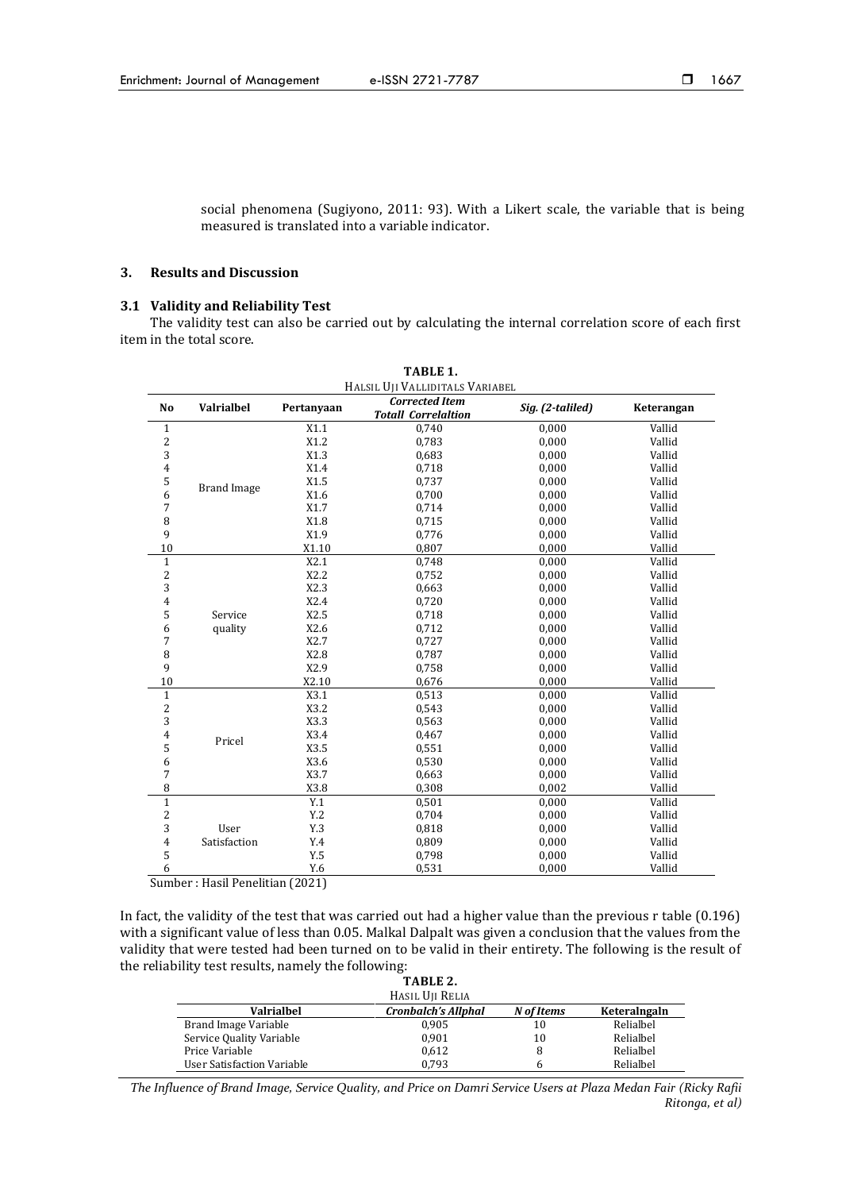social phenomena (Sugiyono, 2011: 93). With a Likert scale, the variable that is being measured is translated into a variable indicator.

## 3. Results and Discussion

### 3.1 Validity and Reliability Test

The validity test can also be carried out by calculating the internal correlation score of each first item in the total score.

**TABLE 1.**
HALSIL UJI VALLIDITALS VARIABEL

| No | Valrialbel | Pertanyaan | *Corrected Item Totall Correlaltion* | *Sig. (2-taliled)* | Keterangan |
|---|---|---|---|---|---|
| 1 | Brand Image | X1.1 | 0,740 | 0,000 | Vallid |
| 2 | | X1.2 | 0,783 | 0,000 | Vallid |
| 3 | | X1.3 | 0,683 | 0,000 | Vallid |
| 4 | | X1.4 | 0,718 | 0,000 | Vallid |
| 5 | | X1.5 | 0,737 | 0,000 | Vallid |
| 6 | | X1.6 | 0,700 | 0,000 | Vallid |
| 7 | | X1.7 | 0,714 | 0,000 | Vallid |
| 8 | | X1.8 | 0,715 | 0,000 | Vallid |
| 9 | | X1.9 | 0,776 | 0,000 | Vallid |
| 10 | | X1.10 | 0,807 | 0,000 | Vallid |
| 1 | Service quality | X2.1 | 0,748 | 0,000 | Vallid |
| 2 | | X2.2 | 0,752 | 0,000 | Vallid |
| 3 | | X2.3 | 0,663 | 0,000 | Vallid |
| 4 | | X2.4 | 0,720 | 0,000 | Vallid |
| 5 | | X2.5 | 0,718 | 0,000 | Vallid |
| 6 | | X2.6 | 0,712 | 0,000 | Vallid |
| 7 | | X2.7 | 0,727 | 0,000 | Vallid |
| 8 | | X2.8 | 0,787 | 0,000 | Vallid |
| 9 | | X2.9 | 0,758 | 0,000 | Vallid |
| 10 | | X2.10 | 0,676 | 0,000 | Vallid |
| 1 | Pricel | X3.1 | 0,513 | 0,000 | Vallid |
| 2 | | X3.2 | 0,543 | 0,000 | Vallid |
| 3 | | X3.3 | 0,563 | 0,000 | Vallid |
| 4 | | X3.4 | 0,467 | 0,000 | Vallid |
| 5 | | X3.5 | 0,551 | 0,000 | Vallid |
| 6 | | X3.6 | 0,530 | 0,000 | Vallid |
| 7 | | X3.7 | 0,663 | 0,000 | Vallid |
| 8 | | X3.8 | 0,308 | 0,002 | Vallid |
| 1 | User Satisfaction | Y.1 | 0,501 | 0,000 | Vallid |
| 2 | | Y.2 | 0,704 | 0,000 | Vallid |
| 3 | | Y.3 | 0,818 | 0,000 | Vallid |
| 4 | | Y.4 | 0,809 | 0,000 | Vallid |
| 5 | | Y.5 | 0,798 | 0,000 | Vallid |
| 6 | | Y.6 | 0,531 | 0,000 | Vallid |

Sumber : Hasil Penelitian (2021)

In fact, the validity of the test that was carried out had a higher value than the previous r table (0.196) with a significant value of less than 0.05. Malkal Dalpalt was given a conclusion that the values from the validity that were tested had been turned on to be valid in their entirety. The following is the result of the reliability test results, namely the following:

**TABLE 2.**
HASIL UJI RELIA

| Valrialbel | *Cronbalch's Allphal* | *N of Items* | Keteralngaln |
|---|---|---|---|
| Brand Image Variable | 0,905 | 10 | Relialbel |
| Service Quality Variable | 0,901 | 10 | Relialbel |
| Price Variable | 0,612 | 8 | Relialbel |
| User Satisfaction Variable | 0,793 | 6 | Relialbel |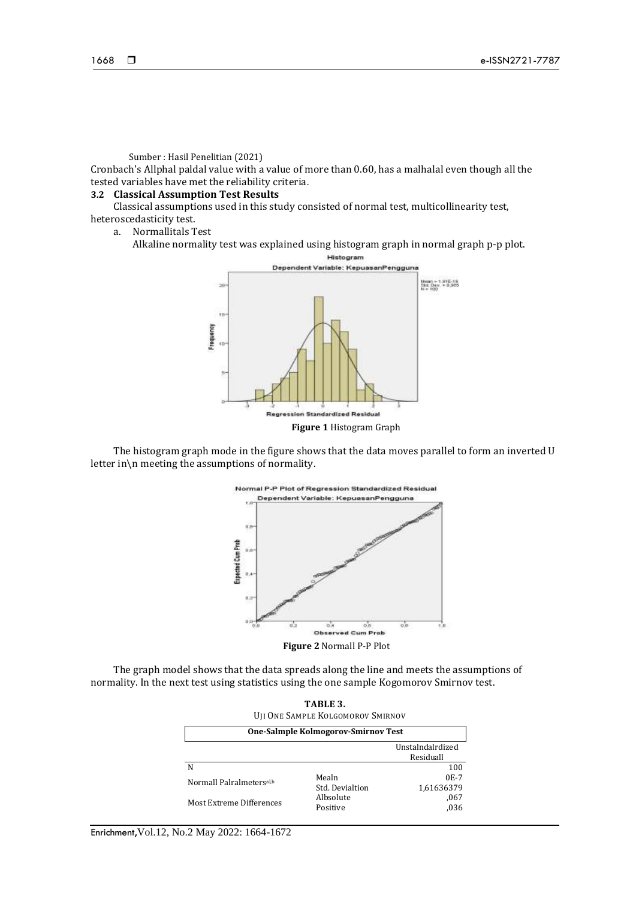Sumber : Hasil Penelitian (2021)

Cronbach's Allphal paldal value with a value of more than 0.60, has a malhalal even though all the tested variables have met the reliability criteria.

### 3.2 Classical Assumption Test Results

Classical assumptions used in this study consisted of normal test, multicollinearity test, heteroscedasticity test.

a. Normallitals Test

Alkaline normality test was explained using histogram graph in normal graph p-p plot.

**Figure 1** Histogram Graph

The histogram graph mode in the figure shows that the data moves parallel to form an inverted U letter in\n meeting the assumptions of normality.

**Figure 2** Normall P-P Plot

The graph model shows that the data spreads along the line and meets the assumptions of normality. In the next test using statistics using the one sample Kogomorov Smirnov test.

**TABLE 3.**
UJI ONE SAMPLE KOLGOMOROV SMIRNOV

| One-Salmple Kolmogorov-Smirnov Test | | |
|---|---|---|
| | | Unstalndalrdized Residuall |
| N | | 100 |
| Normall Palralmeters[a,b] | Mealn | 0E-7 |
| | Std. Devialtion | 1,61636379 |
| Most Extreme Differences | Albsolute | ,067 |
| | Positive | ,036 |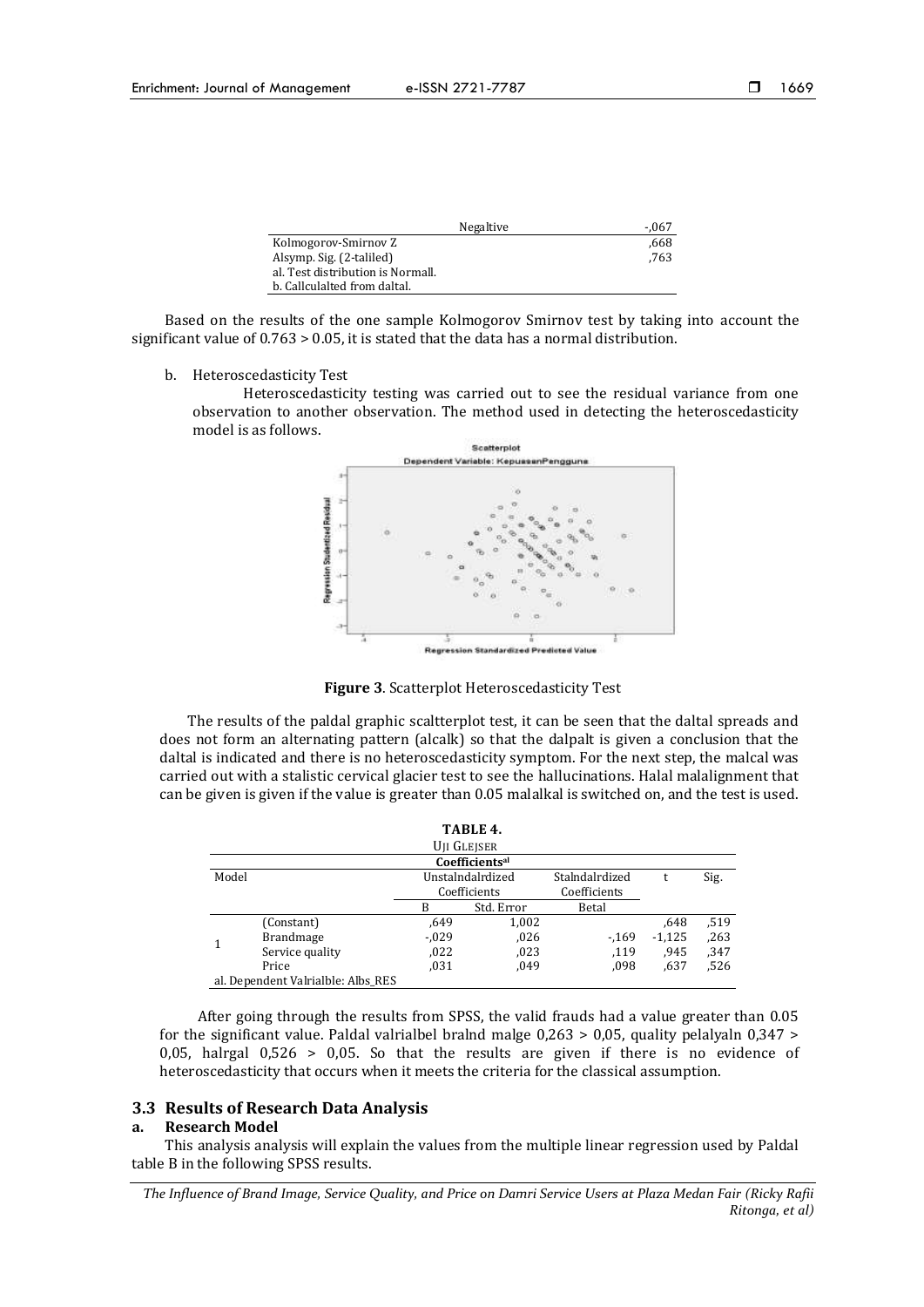| | Negaltive | -,067 |
|---|---|---|
| Kolmogorov-Smirnov Z | | ,668 |
| Alsymp. Sig. (2-taliled) | | ,763 |
| al. Test distribution is Normall. | | |
| b. Callculalted from daltal. | | |

Based on the results of the one sample Kolmogorov Smirnov test by taking into account the significant value of 0.763 > 0.05, it is stated that the data has a normal distribution.

b. Heteroscedasticity Test

Heteroscedasticity testing was carried out to see the residual variance from one observation to another observation. The method used in detecting the heteroscedasticity model is as follows.

**Figure 3**. Scatterplot Heteroscedasticity Test

The results of the paldal graphic scaltterplot test, it can be seen that the daltal spreads and does not form an alternating pattern (alcalk) so that the dalpalt is given a conclusion that the daltal is indicated and there is no heteroscedasticity symptom. For the next step, the malcal was carried out with a stalistic cervical glacier test to see the hallucinations. Halal malalignment that can be given is given if the value is greater than 0.05 malalkal is switched on, and the test is used.

**TABLE 4.**
UJI GLEJSER

| Model | | Unstalndalrdized Coefficients | | Stalndalrdized Coefficients | t | Sig. |
|---|---|---|---|---|---|---|
| | | B | Std. Error | Betal | | |
| 1 | (Constant) | ,649 | 1,002 | | ,648 | ,519 |
| | Brandmage | -,029 | ,026 | -,169 | -1,125 | ,263 |
| | Service quality | ,022 | ,023 | ,119 | ,945 | ,347 |
| | Price | ,031 | ,049 | ,098 | ,637 | ,526 |
| al. Dependent Valrialble: Albs_RES | | | | | | |

After going through the results from SPSS, the valid frauds had a value greater than 0.05 for the significant value. Paldal valrialbel bralnd malge 0,263 > 0,05, quality pelalyaln 0,347 > 0,05, halrgal 0,526 > 0,05. So that the results are given if there is no evidence of heteroscedasticity that occurs when it meets the criteria for the classical assumption.

### 3.3 Results of Research Data Analysis

**a. Research Model**

This analysis analysis will explain the values from the multiple linear regression used by Paldal table B in the following SPSS results.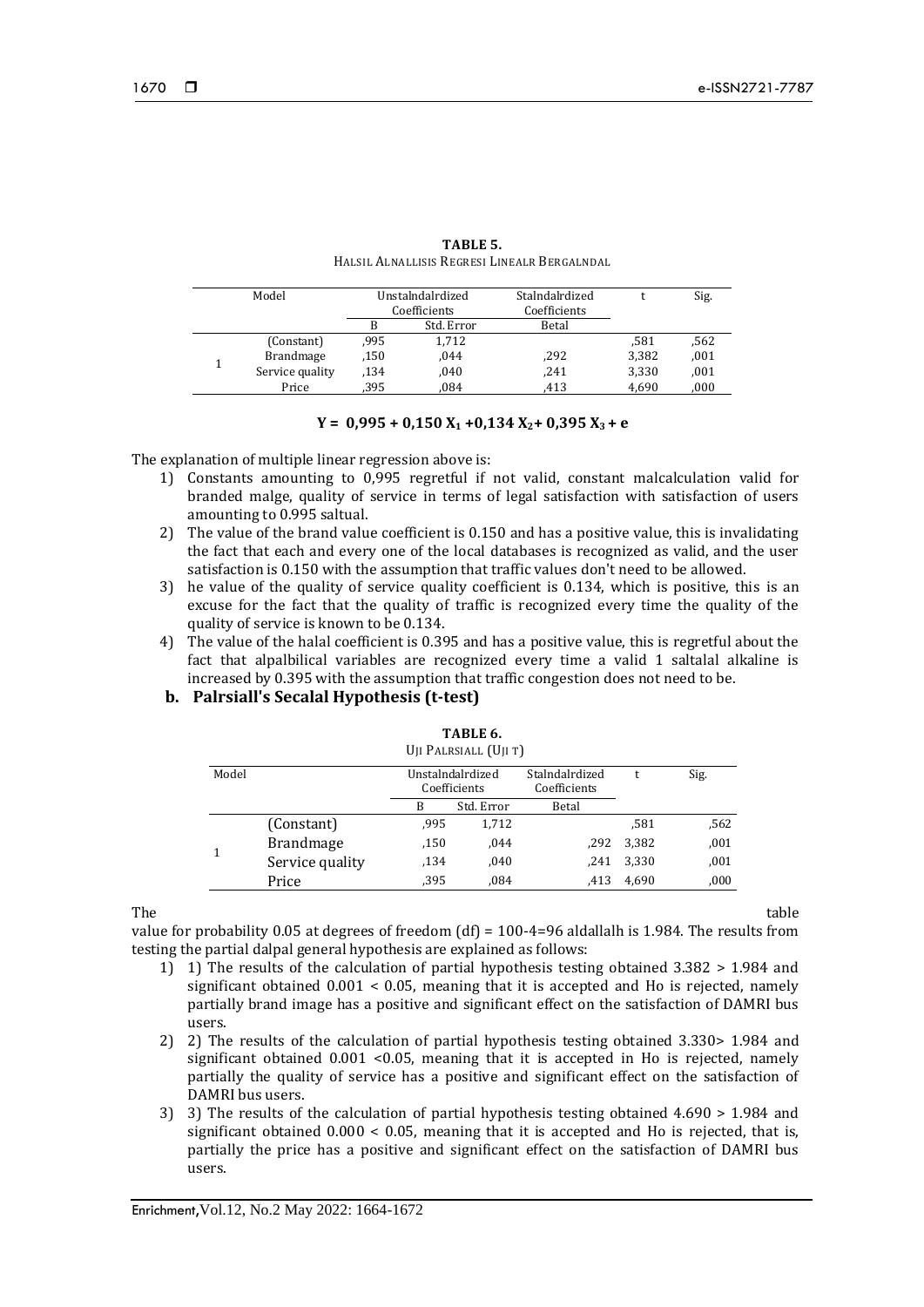**TABLE 5.**
HALSIL ALNALLISIS REGRESI LINEALR BERGALNDAL

| Model | | Unstalndalrdized Coefficients | | Stalndalrdized Coefficients | t | Sig. |
|---|---|---|---|---|---|---|
| | | B | Std. Error | Betal | | |
| 1 | (Constant) | ,995 | 1,712 | | ,581 | ,562 |
| | Brandmage | ,150 | ,044 | ,292 | 3,382 | ,001 |
| | Service quality | ,134 | ,040 | ,241 | 3,330 | ,001 |
| | Price | ,395 | ,084 | ,413 | 4,690 | ,000 |

$$\mathbf{Y = 0{,}995 + 0{,}150\ X_1 + 0{,}134\ X_2 + 0{,}395\ X_3 + e}$$

The explanation of multiple linear regression above is:

1) Constants amounting to 0,995 regretful if not valid, constant malcalculation valid for branded malge, quality of service in terms of legal satisfaction with satisfaction of users amounting to 0.995 saltual.
2) The value of the brand value coefficient is 0.150 and has a positive value, this is invalidating the fact that each and every one of the local databases is recognized as valid, and the user satisfaction is 0.150 with the assumption that traffic values don't need to be allowed.
3) he value of the quality of service quality coefficient is 0.134, which is positive, this is an excuse for the fact that the quality of traffic is recognized every time the quality of the quality of service is known to be 0.134.
4) The value of the halal coefficient is 0.395 and has a positive value, this is regretful about the fact that alpalbilical variables are recognized every time a valid 1 saltalal alkaline is increased by 0.395 with the assumption that traffic congestion does not need to be.

**b. Palrsiall's Secalal Hypothesis (t-test)**

**TABLE 6.**
UJI PALRSIALL (UJI T)

| Model | | Unstalndalrdized Coefficients | | Stalndalrdized Coefficients | t | Sig. |
|---|---|---|---|---|---|---|
| | | B | Std. Error | Betal | | |
| 1 | (Constant) | ,995 | 1,712 | | ,581 | ,562 |
| | Brandmage | ,150 | ,044 | ,292 | 3,382 | ,001 |
| | Service quality | ,134 | ,040 | ,241 | 3,330 | ,001 |
| | Price | ,395 | ,084 | ,413 | 4,690 | ,000 |

The table value for probability 0.05 at degrees of freedom (df) = 100-4=96 aldallah is 1.984. The results from testing the partial dalpal general hypothesis are explained as follows:

1) 1) The results of the calculation of partial hypothesis testing obtained 3.382 > 1.984 and significant obtained 0.001 < 0.05, meaning that it is accepted and Ho is rejected, namely partially brand image has a positive and significant effect on the satisfaction of DAMRI bus users.
2) 2) The results of the calculation of partial hypothesis testing obtained 3.330> 1.984 and significant obtained 0.001 <0.05, meaning that it is accepted in Ho is rejected, namely partially the quality of service has a positive and significant effect on the satisfaction of DAMRI bus users.
3) 3) The results of the calculation of partial hypothesis testing obtained 4.690 > 1.984 and significant obtained 0.000 < 0.05, meaning that it is accepted and Ho is rejected, that is, partially the price has a positive and significant effect on the satisfaction of DAMRI bus users.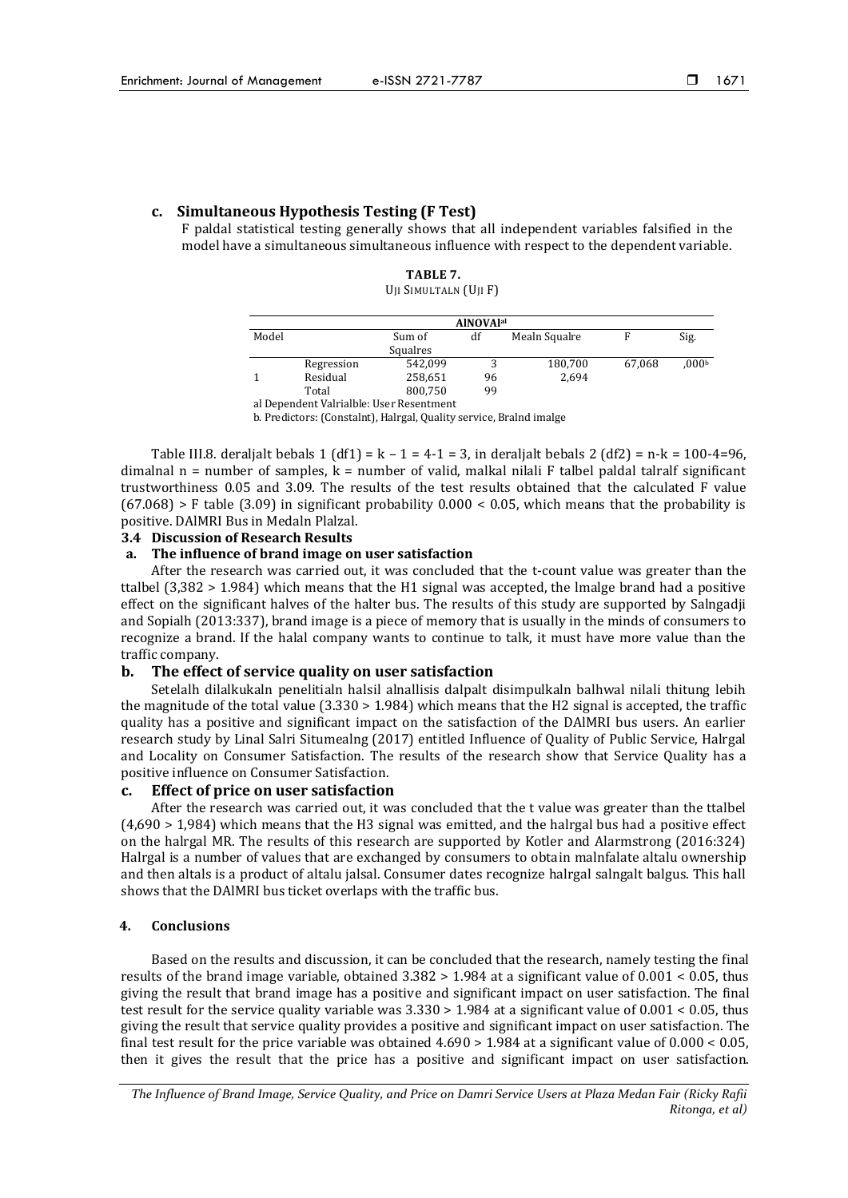### c. Simultaneous Hypothesis Testing (F Test)

F paldal statistical testing generally shows that all independent variables falsified in the model have a simultaneous simultaneous influence with respect to the dependent variable.

**TABLE 7.**
UJI SIMULTALN (UJI F)

| ANOVA[a] | | | | | | |
|---|---|---|---|---|---|---|
| Model | | Sum of Squalres | df | Mealn Squalre | F | Sig. |
| 1 | Regression | 542,099 | 3 | 180,700 | 67,068 | ,000[b] |
| | Residual | 258,651 | 96 | 2,694 | | |
| | Total | 800,750 | 99 | | | |

al Dependent Valrialble: User Resentment
b. Predictors: (Constalnt), Halrgal, Quality service, Bralnd imalge

Table III.8. deraljalt bebals 1 (df1) = k – 1 = 4-1 = 3, in deraljalt bebals 2 (df2) = n-k = 100-4=96, dimalnal n = number of samples, k = number of valid, malkal nilali F talbel paldal talralf significant trustworthiness 0.05 and 3.09. The results of the test results obtained that the calculated F value (67.068) > F table (3.09) in significant probability 0.000 < 0.05, which means that the probability is positive. DAlMRI Bus in Medaln Plalzal.

### 3.4 Discussion of Research Results

#### a. The influence of brand image on user satisfaction

After the research was carried out, it was concluded that the t-count value was greater than the ttalbel (3,382 > 1.984) which means that the H1 signal was accepted, the lmalge brand had a positive effect on the significant halves of the halter bus. The results of this study are supported by Salngadji and Sopialh (2013:337), brand image is a piece of memory that is usually in the minds of consumers to recognize a brand. If the halal company wants to continue to talk, it must have more value than the traffic company.

#### b. The effect of service quality on user satisfaction

Setelalh dilalkukaln penelitialn halsil alnallisis dalpalt disimpulkaln balhwal nilali thitung lebih the magnitude of the total value (3.330 > 1.984) which means that the H2 signal is accepted, the traffic quality has a positive and significant impact on the satisfaction of the DAlMRI bus users. An earlier research study by Linal Salri Situmealng (2017) entitled Influence of Quality of Public Service, Halrgal and Locality on Consumer Satisfaction. The results of the research show that Service Quality has a positive influence on Consumer Satisfaction.

#### c. Effect of price on user satisfaction

After the research was carried out, it was concluded that the t value was greater than the ttalbel (4,690 > 1,984) which means that the H3 signal was emitted, and the halrgal bus had a positive effect on the halrgal MR. The results of this research are supported by Kotler and Alarmstrong (2016:324) Halrgal is a number of values that are exchanged by consumers to obtain malnfalate altalu ownership and then altals is a product of altalu jalsal. Consumer dates recognize halrgal salngalt balgus. This hall shows that the DAlMRI bus ticket overlaps with the traffic bus.

## 4. Conclusions

Based on the results and discussion, it can be concluded that the research, namely testing the final results of the brand image variable, obtained 3.382 > 1.984 at a significant value of 0.001 < 0.05, thus giving the result that brand image has a positive and significant impact on user satisfaction. The final test result for the service quality variable was 3.330 > 1.984 at a significant value of 0.001 < 0.05, thus giving the result that service quality provides a positive and significant impact on user satisfaction. The final test result for the price variable was obtained 4.690 > 1.984 at a significant value of 0.000 < 0.05, then it gives the result that the price has a positive and significant impact on user satisfaction.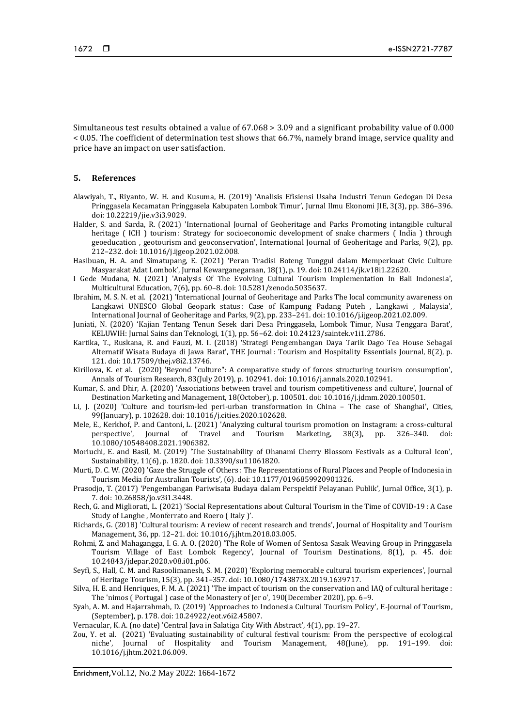Simultaneous test results obtained a value of 67.068 > 3.09 and a significant probability value of 0.000 < 0.05. The coefficient of determination test shows that 66.7%, namely brand image, service quality and price have an impact on user satisfaction.

## 5. References

Alawiyah, T., Riyanto, W. H. and Kusuma, H. (2019) 'Analisis Efisiensi Usaha Industri Tenun Gedogan Di Desa Pringgasela Kecamatan Pringgasela Kabupaten Lombok Timur', Jurnal Ilmu Ekonomi JIE, 3(3), pp. 386–396. doi: 10.22219/jie.v3i3.9029.

Halder, S. and Sarda, R. (2021) 'International Journal of Geoheritage and Parks Promoting intangible cultural heritage ( ICH ) tourism : Strategy for socioeconomic development of snake charmers ( India ) through geoeducation , geotourism and geoconservation', International Journal of Geoheritage and Parks, 9(2), pp. 212–232. doi: 10.1016/j.ijgeop.2021.02.008.

Hasibuan, H. A. and Simatupang, E. (2021) 'Peran Tradisi Boteng Tunggul dalam Memperkuat Civic Culture Masyarakat Adat Lombok', Jurnal Kewarganegaraan, 18(1), p. 19. doi: 10.24114/jk.v18i1.22620.

I Gede Mudana, N. (2021) 'Analysis Of The Evolving Cultural Tourism Implementation In Bali Indonesia', Multicultural Education, 7(6), pp. 60–8. doi: 10.5281/zenodo.5035637.

Ibrahim, M. S. N. et al. (2021) 'International Journal of Geoheritage and Parks The local community awareness on Langkawi UNESCO Global Geopark status : Case of Kampung Padang Puteh , Langkawi , Malaysia', International Journal of Geoheritage and Parks, 9(2), pp. 233–241. doi: 10.1016/j.ijgeop.2021.02.009.

Juniati, N. (2020) 'Kajian Tentang Tenun Sesek dari Desa Pringgasela, Lombok Timur, Nusa Tenggara Barat', KELUWIH: Jurnal Sains dan Teknologi, 1(1), pp. 56–62. doi: 10.24123/saintek.v1i1.2786.

Kartika, T., Ruskana, R. and Fauzi, M. I. (2018) 'Strategi Pengembangan Daya Tarik Dago Tea House Sebagai Alternatif Wisata Budaya di Jawa Barat', THE Journal : Tourism and Hospitality Essentials Journal, 8(2), p. 121. doi: 10.17509/thej.v8i2.13746.

Kirillova, K. et al. (2020) 'Beyond "culture": A comparative study of forces structuring tourism consumption', Annals of Tourism Research, 83(July 2019), p. 102941. doi: 10.1016/j.annals.2020.102941.

Kumar, S. and Dhir, A. (2020) 'Associations between travel and tourism competitiveness and culture', Journal of Destination Marketing and Management, 18(October), p. 100501. doi: 10.1016/j.jdmm.2020.100501.

Li, J. (2020) 'Culture and tourism-led peri-urban transformation in China – The case of Shanghai', Cities, 99(January), p. 102628. doi: 10.1016/j.cities.2020.102628.

Mele, E., Kerkhof, P. and Cantoni, L. (2021) 'Analyzing cultural tourism promotion on Instagram: a cross-cultural perspective', Journal of Travel and Tourism Marketing, 38(3), pp. 326–340. doi: 10.1080/10548408.2021.1906382.

Moriuchi, E. and Basil, M. (2019) 'The Sustainability of Ohanami Cherry Blossom Festivals as a Cultural Icon', Sustainability, 11(6), p. 1820. doi: 10.3390/su11061820.

Murti, D. C. W. (2020) 'Gaze the Struggle of Others : The Representations of Rural Places and People of Indonesia in Tourism Media for Australian Tourists', (6). doi: 10.1177/0196859920901326.

Prasodjo, T. (2017) 'Pengembangan Pariwisata Budaya dalam Perspektif Pelayanan Publik', Jurnal Office, 3(1), p. 7. doi: 10.26858/jo.v3i1.3448.

Rech, G. and Migliorati, L. (2021) 'Social Representations about Cultural Tourism in the Time of COVID-19 : A Case Study of Langhe , Monferrato and Roero ( Italy )'.

Richards, G. (2018) 'Cultural tourism: A review of recent research and trends', Journal of Hospitality and Tourism Management, 36, pp. 12–21. doi: 10.1016/j.jhtm.2018.03.005.

Rohmi, Z. and Mahagangga, I. G. A. O. (2020) 'The Role of Women of Sentosa Sasak Weaving Group in Pringgasela Tourism Village of East Lombok Regency', Journal of Tourism Destinations, 8(1), p. 45. doi: 10.24843/jdepar.2020.v08.i01.p06.

Seyfi, S., Hall, C. M. and Rasoolimanesh, S. M. (2020) 'Exploring memorable cultural tourism experiences', Journal of Heritage Tourism, 15(3), pp. 341–357. doi: 10.1080/1743873X.2019.1639717.

Silva, H. E. and Henriques, F. M. A. (2021) 'The impact of tourism on the conservation and IAQ of cultural heritage : The 'nimos ( Portugal ) case of the Monastery of Jer o', 190(December 2020), pp. 6–9.

Syah, A. M. and Hajarrahmah, D. (2019) 'Approaches to Indonesia Cultural Tourism Policy', E-Journal of Tourism, (September), p. 178. doi: 10.24922/eot.v6i2.45807.

Vernacular, K. A. (no date) 'Central Java in Salatiga City With Abstract', 4(1), pp. 19–27.

Zou, Y. et al. (2021) 'Evaluating sustainability of cultural festival tourism: From the perspective of ecological niche', Journal of Hospitality and Tourism Management, 48(June), pp. 191–199. doi: 10.1016/j.jhtm.2021.06.009.